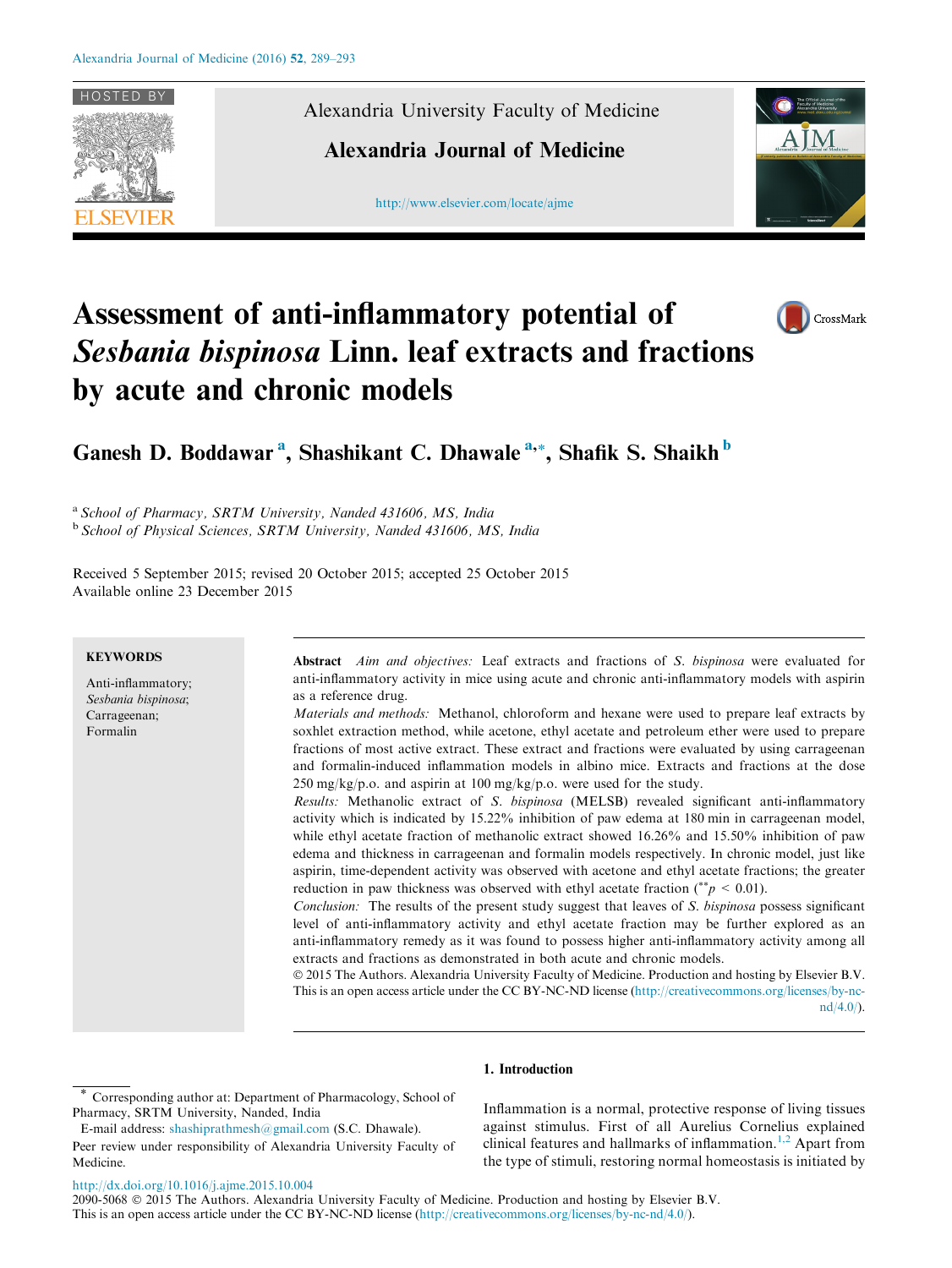# Assessment of anti-inflammatory potential of *Sesbania bispinosa* Linn. leaf extracts and fractions by acute and chronic models

**Ganesh D. Boddawar** [a], **Shashikant C. Dhawale** [a,*], **Shafik S. Shaikh** [b]

[a] *School of Pharmacy, SRTM University, Nanded 431606, MS, India*

[b] *School of Physical Sciences, SRTM University, Nanded 431606, MS, India*

Received 5 September 2015; revised 20 October 2015; accepted 25 October 2015

Available online 23 December 2015

**KEYWORDS**

Anti-inflammatory;
*Sesbania bispinosa*;
Carrageenan;
Formalin

**Abstract** *Aim and objectives:* Leaf extracts and fractions of *S. bispinosa* were evaluated for anti-inflammatory activity in mice using acute and chronic anti-inflammatory models with aspirin as a reference drug.

*Materials and methods:* Methanol, chloroform and hexane were used to prepare leaf extracts by soxhlet extraction method, while acetone, ethyl acetate and petroleum ether were used to prepare fractions of most active extract. These extract and fractions were evaluated by using carrageenan and formalin-induced inflammation models in albino mice. Extracts and fractions at the dose 250 mg/kg/p.o. and aspirin at 100 mg/kg/p.o. were used for the study.

*Results:* Methanolic extract of *S. bispinosa* (MELSB) revealed significant anti-inflammatory activity which is indicated by 15.22% inhibition of paw edema at 180 min in carrageenan model, while ethyl acetate fraction of methanolic extract showed 16.26% and 15.50% inhibition of paw edema and thickness in carrageenan and formalin models respectively. In chronic model, just like aspirin, time-dependent activity was observed with acetone and ethyl acetate fractions; the greater reduction in paw thickness was observed with ethyl acetate fraction ($^{**}p < 0.01$).

*Conclusion:* The results of the present study suggest that leaves of *S. bispinosa* possess significant level of anti-inflammatory activity and ethyl acetate fraction may be further explored as an anti-inflammatory remedy as it was found to possess higher anti-inflammatory activity among all extracts and fractions as demonstrated in both acute and chronic models.

© 2015 The Authors. Alexandria University Faculty of Medicine. Production and hosting by Elsevier B.V. This is an open access article under the CC BY-NC-ND license (http://creativecommons.org/licenses/by-nc-nd/4.0/).

## 1. Introduction

Inflammation is a normal, protective response of living tissues against stimulus. First of all Aurelius Cornelius explained clinical features and hallmarks of inflammation.[1,2] Apart from the type of stimuli, restoring normal homeostasis is initiated by

\* Corresponding author at: Department of Pharmacology, School of Pharmacy, SRTM University, Nanded, India

E-mail address: shashiprathmesh@gmail.com (S.C. Dhawale).

Peer review under responsibility of Alexandria University Faculty of Medicine.

http://dx.doi.org/10.1016/j.ajme.2015.10.004

2090-5068 © 2015 The Authors. Alexandria University Faculty of Medicine. Production and hosting by Elsevier B.V.
This is an open access article under the CC BY-NC-ND license (http://creativecommons.org/licenses/by-nc-nd/4.0/).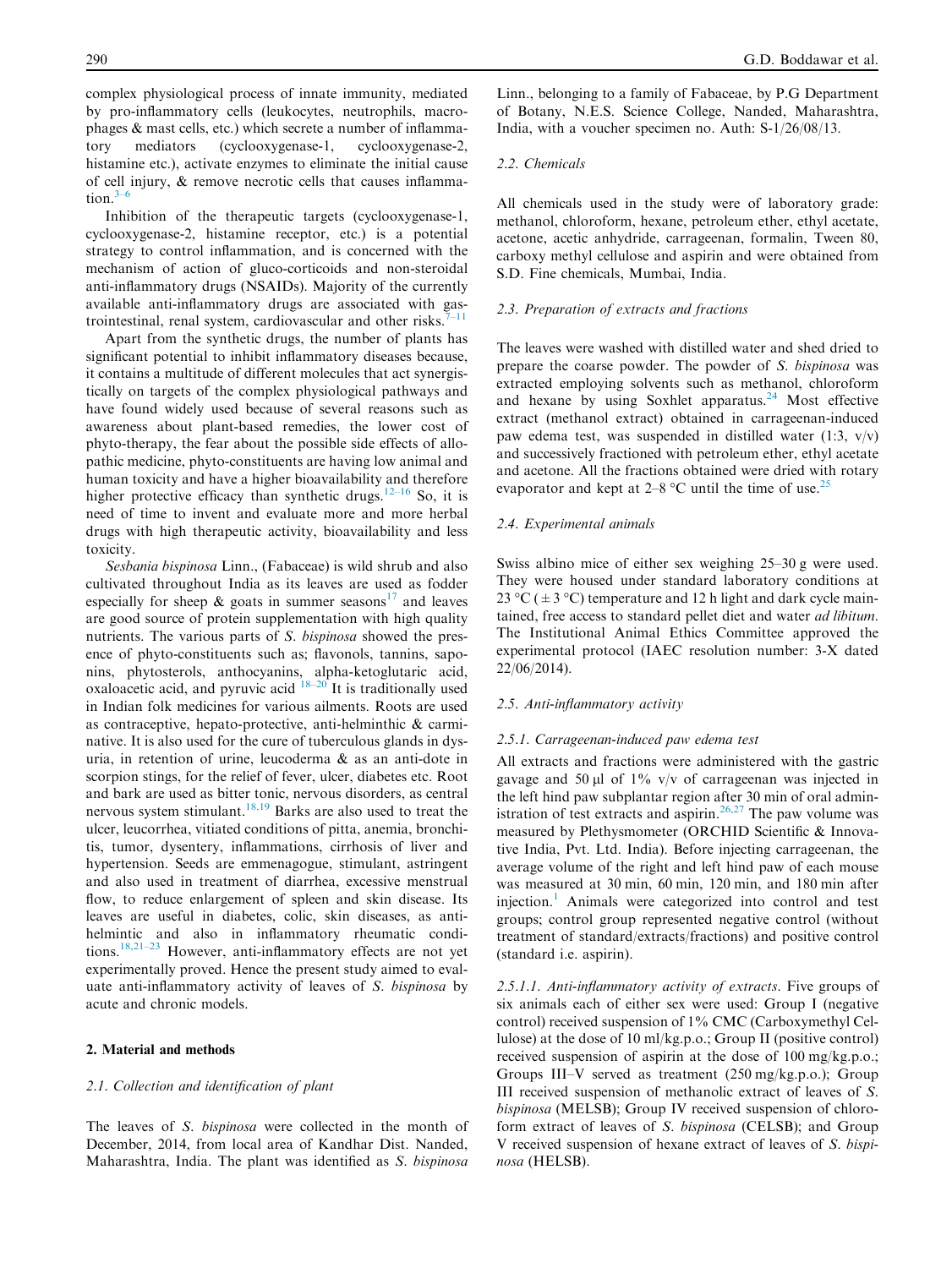complex physiological process of innate immunity, mediated by pro-inflammatory cells (leukocytes, neutrophils, macrophages & mast cells, etc.) which secrete a number of inflammatory mediators (cyclooxygenase-1, cyclooxygenase-2, histamine etc.), activate enzymes to eliminate the initial cause of cell injury, & remove necrotic cells that causes inflammation.[3–6]

Inhibition of the therapeutic targets (cyclooxygenase-1, cyclooxygenase-2, histamine receptor, etc.) is a potential strategy to control inflammation, and is concerned with the mechanism of action of gluco-corticoids and non-steroidal anti-inflammatory drugs (NSAIDs). Majority of the currently available anti-inflammatory drugs are associated with gastrointestinal, renal system, cardiovascular and other risks.[7–11]

Apart from the synthetic drugs, the number of plants has significant potential to inhibit inflammatory diseases because, it contains a multitude of different molecules that act synergistically on targets of the complex physiological pathways and have found widely used because of several reasons such as awareness about plant-based remedies, the lower cost of phyto-therapy, the fear about the possible side effects of allopathic medicine, phyto-constituents are having low animal and human toxicity and have a higher bioavailability and therefore higher protective efficacy than synthetic drugs.[12–16] So, it is need of time to invent and evaluate more and more herbal drugs with high therapeutic activity, bioavailability and less toxicity.

*Sesbania bispinosa* Linn., (Fabaceae) is wild shrub and also cultivated throughout India as its leaves are used as fodder especially for sheep & goats in summer seasons[17] and leaves are good source of protein supplementation with high quality nutrients. The various parts of *S. bispinosa* showed the presence of phyto-constituents such as; flavonols, tannins, saponins, phytosterols, anthocyanins, alpha-ketoglutaric acid, oxaloacetic acid, and pyruvic acid [18–20] It is traditionally used in Indian folk medicines for various ailments. Roots are used as contraceptive, hepato-protective, anti-helminthic & carminative. It is also used for the cure of tuberculous glands in dysuria, in retention of urine, leucoderma & as an anti-dote in scorpion stings, for the relief of fever, ulcer, diabetes etc. Root and bark are used as bitter tonic, nervous disorders, as central nervous system stimulant.[18,19] Barks are also used to treat the ulcer, leucorrhea, vitiated conditions of pitta, anemia, bronchitis, tumor, dysentery, inflammations, cirrhosis of liver and hypertension. Seeds are emmenagogue, stimulant, astringent and also used in treatment of diarrhea, excessive menstrual flow, to reduce enlargement of spleen and skin disease. Its leaves are useful in diabetes, colic, skin diseases, as anti-helmintic and also in inflammatory rheumatic conditions.[18,21–23] However, anti-inflammatory effects are not yet experimentally proved. Hence the present study aimed to evaluate anti-inflammatory activity of leaves of *S. bispinosa* by acute and chronic models.

## 2. Material and methods

### 2.1. Collection and identification of plant

The leaves of *S. bispinosa* were collected in the month of December, 2014, from local area of Kandhar Dist. Nanded, Maharashtra, India. The plant was identified as *S. bispinosa* Linn., belonging to a family of Fabaceae, by P.G Department of Botany, N.E.S. Science College, Nanded, Maharashtra, India, with a voucher specimen no. Auth: S-1/26/08/13.

### 2.2. Chemicals

All chemicals used in the study were of laboratory grade: methanol, chloroform, hexane, petroleum ether, ethyl acetate, acetone, acetic anhydride, carrageenan, formalin, Tween 80, carboxy methyl cellulose and aspirin and were obtained from S.D. Fine chemicals, Mumbai, India.

### 2.3. Preparation of extracts and fractions

The leaves were washed with distilled water and shed dried to prepare the coarse powder. The powder of *S. bispinosa* was extracted employing solvents such as methanol, chloroform and hexane by using Soxhlet apparatus.[24] Most effective extract (methanol extract) obtained in carrageenan-induced paw edema test, was suspended in distilled water (1:3, v/v) and successively fractioned with petroleum ether, ethyl acetate and acetone. All the fractions obtained were dried with rotary evaporator and kept at 2–8 °C until the time of use.[25]

### 2.4. Experimental animals

Swiss albino mice of either sex weighing 25–30 g were used. They were housed under standard laboratory conditions at 23 °C (± 3 °C) temperature and 12 h light and dark cycle maintained, free access to standard pellet diet and water *ad libitum*. The Institutional Animal Ethics Committee approved the experimental protocol (IAEC resolution number: 3-X dated 22/06/2014).

### 2.5. Anti-inflammatory activity

#### 2.5.1. Carrageenan-induced paw edema test

All extracts and fractions were administered with the gastric gavage and 50 μl of 1% v/v of carrageenan was injected in the left hind paw subplantar region after 30 min of oral administration of test extracts and aspirin.[26,27] The paw volume was measured by Plethysmometer (ORCHID Scientific & Innovative India, Pvt. Ltd. India). Before injecting carrageenan, the average volume of the right and left hind paw of each mouse was measured at 30 min, 60 min, 120 min, and 180 min after injection.[1] Animals were categorized into control and test groups; control group represented negative control (without treatment of standard/extracts/fractions) and positive control (standard i.e. aspirin).

*2.5.1.1. Anti-inflammatory activity of extracts.* Five groups of six animals each of either sex were used: Group I (negative control) received suspension of 1% CMC (Carboxymethyl Cellulose) at the dose of 10 ml/kg.p.o.; Group II (positive control) received suspension of aspirin at the dose of 100 mg/kg.p.o.; Groups III–V served as treatment (250 mg/kg.p.o.); Group III received suspension of methanolic extract of leaves of *S. bispinosa* (MELSB); Group IV received suspension of chloroform extract of leaves of *S. bispinosa* (CELSB); and Group V received suspension of hexane extract of leaves of *S. bispinosa* (HELSB).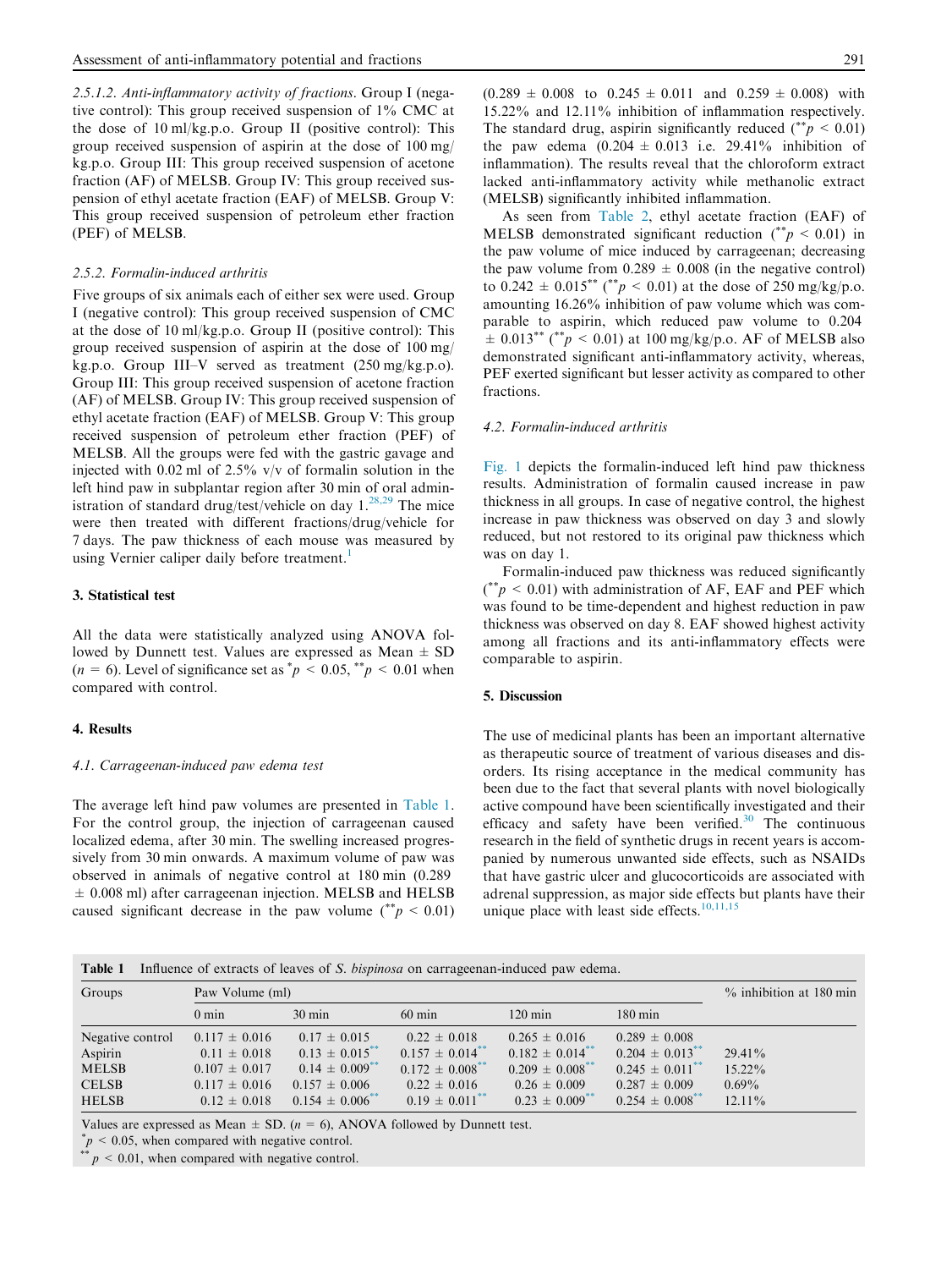*2.5.1.2. Anti-inflammatory activity of fractions.* Group I (negative control): This group received suspension of 1% CMC at the dose of 10 ml/kg.p.o. Group II (positive control): This group received suspension of aspirin at the dose of 100 mg/kg.p.o. Group III: This group received suspension of acetone fraction (AF) of MELSB. Group IV: This group received suspension of ethyl acetate fraction (EAF) of MELSB. Group V: This group received suspension of petroleum ether fraction (PEF) of MELSB.

### 2.5.2. Formalin-induced arthritis

Five groups of six animals each of either sex were used. Group I (negative control): This group received suspension of CMC at the dose of 10 ml/kg.p.o. Group II (positive control): This group received suspension of aspirin at the dose of 100 mg/kg.p.o. Group III–V served as treatment (250 mg/kg.p.o). Group III: This group received suspension of acetone fraction (AF) of MELSB. Group IV: This group received suspension of ethyl acetate fraction (EAF) of MELSB. Group V: This group received suspension of petroleum ether fraction (PEF) of MELSB. All the groups were fed with the gastric gavage and injected with 0.02 ml of 2.5% v/v of formalin solution in the left hind paw in subplantar region after 30 min of oral administration of standard drug/test/vehicle on day 1.[28,29] The mice were then treated with different fractions/drug/vehicle for 7 days. The paw thickness of each mouse was measured by using Vernier caliper daily before treatment.[1]

## 3. Statistical test

All the data were statistically analyzed using ANOVA followed by Dunnett test. Values are expressed as Mean ± SD ($n = 6$). Level of significance set as $^{*}p < 0.05$, $^{**}p < 0.01$ when compared with control.

## 4. Results

### 4.1. Carrageenan-induced paw edema test

The average left hind paw volumes are presented in Table 1. For the control group, the injection of carrageenan caused localized edema, after 30 min. The swelling increased progressively from 30 min onwards. A maximum volume of paw was observed in animals of negative control in 180 min (0.289 ± 0.008 ml) after carrageenan injection. MELSB and HELSB caused significant decrease in the paw volume ($^{**}p < 0.01$) (0.289 ± 0.008 to 0.245 ± 0.011 and 0.259 ± 0.008) with 15.22% and 12.11% inhibition of inflammation respectively. The standard drug, aspirin significantly reduced ($^{**}p < 0.01$) the paw edema (0.204 ± 0.013 i.e. 29.41% inhibition of inflammation). The results reveal that the chloroform extract lacked anti-inflammatory activity while methanolic extract (MELSB) significantly inhibited inflammation.

As seen from Table 2, ethyl acetate fraction (EAF) of MELSB demonstrated significant reduction ($^{**}p < 0.01$) in the paw volume of mice induced by carrageenan; decreasing the paw volume from 0.289 ± 0.008 (in the negative control) to 0.242 ± 0.015** ($^{**}p < 0.01$) at the dose of 250 mg/kg/p.o. amounting 16.26% inhibition of paw volume which was comparable to aspirin, which reduced paw volume to 0.204 ± 0.013** ($^{**}p < 0.01$) at 100 mg/kg/p.o. AF of MELSB also demonstrated significant anti-inflammatory activity, whereas, PEF exerted significant but lesser activity as compared to other fractions.

### 4.2. Formalin-induced arthritis

Fig. 1 depicts the formalin-induced left hind paw thickness results. Administration of formalin caused increase in paw thickness in all groups. In case of negative control, the highest increase in paw thickness was observed on day 3 and slowly reduced, but not restored to its original paw thickness which was on day 1.

Formalin-induced paw thickness was reduced significantly ($^{**}p < 0.01$) with administration of AF, EAF and PEF which was found to be time-dependent and highest reduction in paw thickness was observed on day 8. EAF showed highest activity among all fractions and its anti-inflammatory effects were comparable to aspirin.

## 5. Discussion

The use of medicinal plants has been an important alternative as therapeutic source of treatment of various diseases and disorders. Its rising acceptance in the medical community has been due to the fact that several plants with novel biologically active compound have been scientifically investigated and their efficacy and safety have been verified.[30] The continuous research in the field of synthetic drugs in recent years is accompanied by numerous unwanted side effects, such as NSAIDs that have gastric ulcer and glucocorticoids are associated with adrenal suppression, as major side effects but plants have their unique place with least side effects.[10,11,15]

**Table 1** Influence of extracts of leaves of *S. bispinosa* on carrageenan-induced paw edema.

| Groups | Paw Volume (ml) | | | | | % inhibition at 180 min |
|---|---|---|---|---|---|---|
| | 0 min | 30 min | 60 min | 120 min | 180 min | |
| Negative control | 0.117 ± 0.016 | 0.17 ± 0.015 | 0.22 ± 0.018 | 0.265 ± 0.016 | 0.289 ± 0.008 | |
| Aspirin | 0.11 ± 0.018 | 0.13 ± 0.015** | 0.157 ± 0.014** | 0.182 ± 0.014** | 0.204 ± 0.013** | 29.41% |
| MELSB | 0.107 ± 0.017 | 0.14 ± 0.009** | 0.172 ± 0.008** | 0.209 ± 0.008** | 0.245 ± 0.011** | 15.22% |
| CELSB | 0.117 ± 0.016 | 0.157 ± 0.006 | 0.22 ± 0.016 | 0.26 ± 0.009 | 0.287 ± 0.009 | 0.69% |
| HELSB | 0.12 ± 0.018 | 0.154 ± 0.006** | 0.19 ± 0.011** | 0.23 ± 0.009** | 0.254 ± 0.008** | 12.11% |

Values are expressed as Mean ± SD. ($n = 6$), ANOVA followed by Dunnett test.
$^{*}p < 0.05$, when compared with negative control.
$^{**}p < 0.01$, when compared with negative control.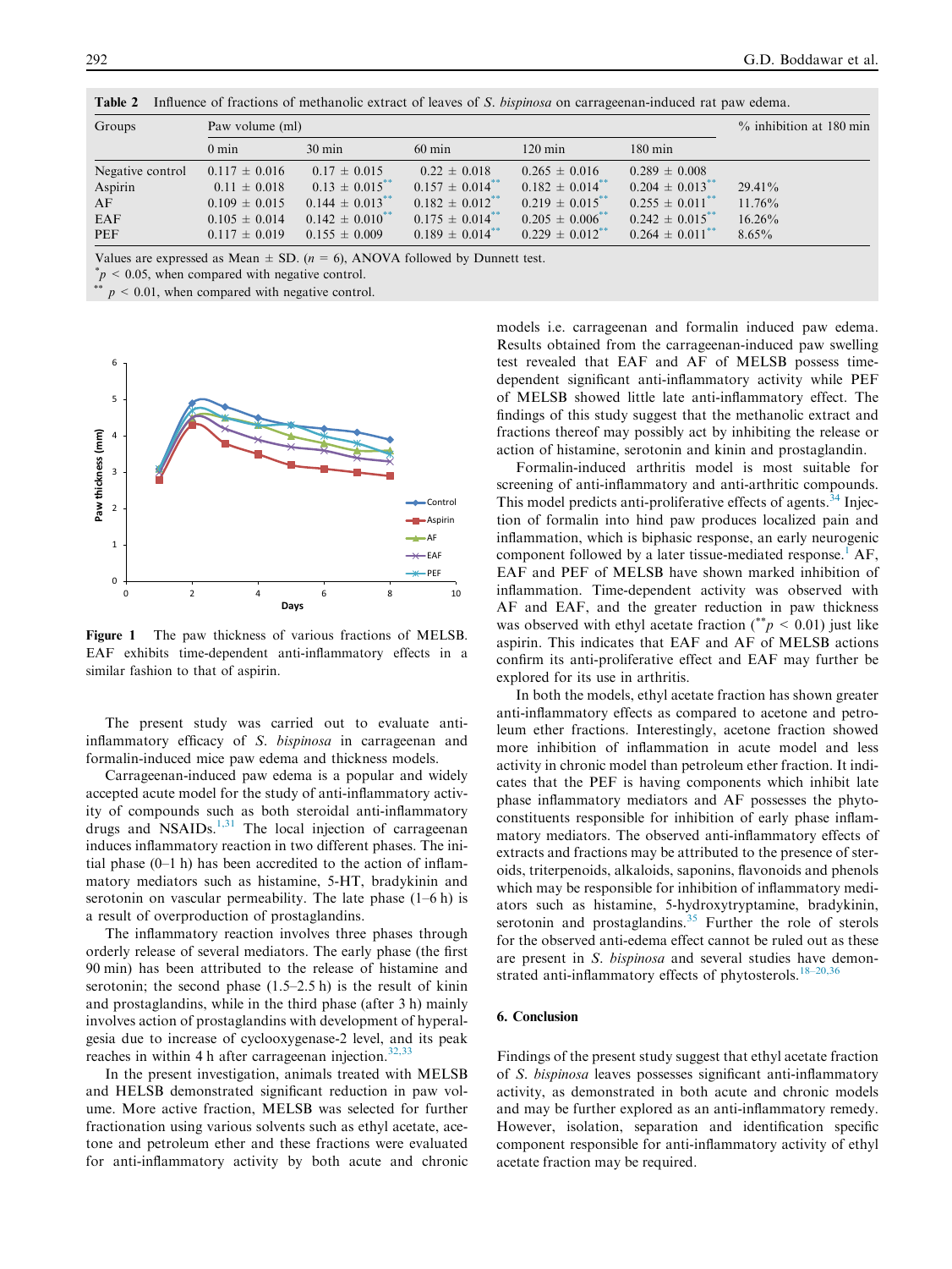**Table 2** Influence of fractions of methanolic extract of leaves of *S. bispinosa* on carrageenan-induced rat paw edema.

| Groups | Paw volume (ml) | | | | | % inhibition at 180 min |
|---|---|---|---|---|---|---|
| | 0 min | 30 min | 60 min | 120 min | 180 min | |
| Negative control | 0.117 ± 0.016 | 0.17 ± 0.015 | 0.22 ± 0.018 | 0.265 ± 0.016 | 0.289 ± 0.008 | |
| Aspirin | 0.11 ± 0.018 | 0.13 ± 0.015** | 0.157 ± 0.014** | 0.182 ± 0.014** | 0.204 ± 0.013** | 29.41% |
| AF | 0.109 ± 0.015 | 0.144 ± 0.013** | 0.182 ± 0.012** | 0.219 ± 0.015** | 0.255 ± 0.011** | 11.76% |
| EAF | 0.105 ± 0.014 | 0.142 ± 0.010** | 0.175 ± 0.014** | 0.205 ± 0.006** | 0.242 ± 0.015** | 16.26% |
| PEF | 0.117 ± 0.019 | 0.155 ± 0.009 | 0.189 ± 0.014** | 0.229 ± 0.012** | 0.264 ± 0.011** | 8.65% |

Values are expressed as Mean ± SD. ($n = 6$), ANOVA followed by Dunnett test.
* $p < 0.05$, when compared with negative control.
** $p < 0.01$, when compared with negative control.

**Figure 1** The paw thickness of various fractions of MELSB. EAF exhibits time-dependent anti-inflammatory effects in a similar fashion to that of aspirin.

The present study was carried out to evaluate anti-inflammatory efficacy of *S. bispinosa* in carrageenan and formalin-induced mice paw edema and thickness models.

Carrageenan-induced paw edema is a popular and widely accepted acute model for the study of anti-inflammatory activity of compounds such as both steroidal anti-inflammatory drugs and NSAIDs.[1,31] The local injection of carrageenan induces inflammatory reaction in two different phases. The initial phase (0–1 h) has been accredited to the action of inflammatory mediators such as histamine, 5-HT, bradykinin and serotonin on vascular permeability. The late phase (1–6 h) is a result of overproduction of prostaglandins.

The inflammatory reaction involves three phases through orderly release of several mediators. The early phase (the first 90 min) has been attributed to the release of histamine and serotonin; the second phase (1.5–2.5 h) is the result of kinin and prostaglandins, while in the third phase (after 3 h) mainly involves action of prostaglandins with development of hyperalgesia due to increase of cyclooxygenase-2 level, and its peak reaches in within 4 h after carrageenan injection.[32,33]

In the present investigation, animals treated with MELSB and HELSB demonstrated significant reduction in paw volume. More active fraction, MELSB was selected for further fractionation using various solvents such as ethyl acetate, acetone and petroleum ether and these fractions were evaluated for anti-inflammatory activity by both acute and chronic models i.e. carrageenan and formalin induced paw edema. Results obtained from the carrageenan-induced paw swelling test revealed that EAF and AF of MELSB possess time-dependent significant anti-inflammatory activity while PEF of MELSB showed little late anti-inflammatory effect. The findings of this study suggest that the methanolic extract and fractions thereof may possibly act by inhibiting the release or action of histamine, serotonin and kinin and prostaglandin.

Formalin-induced arthritis model is most suitable for screening of anti-inflammatory and anti-arthritic compounds. This model predicts anti-proliferative effects of agents.[34] Injection of formalin into hind paw produces localized pain and inflammation, which is biphasic response, an early neurogenic component followed by a later tissue-mediated response.[1] AF, EAF and PEF of MELSB have shown marked inhibition of inflammation. Time-dependent activity was observed with AF and EAF, and the greater reduction in paw thickness was observed with ethyl acetate fraction (** $p < 0.01$) just like aspirin. This indicates that EAF and AF of MELSB actions confirm its anti-proliferative effect and EAF may further be explored for its use in arthritis.

In both the models, ethyl acetate fraction has shown greater anti-inflammatory effects as compared to acetone and petroleum ether fractions. Interestingly, acetone fraction showed more inhibition of inflammation in acute model and less activity in chronic model than petroleum ether fraction. It indicates that the PEF is having components which inhibit late phase inflammatory mediators and AF possesses the phytoconstituents responsible for inhibition of early phase inflammatory mediators. The observed anti-inflammatory effects of extracts and fractions may be attributed to the presence of steroids, triterpenoids, alkaloids, saponins, flavonoids and phenols which may be responsible for inhibition of inflammatory mediators such as histamine, 5-hydroxytryptamine, bradykinin, serotonin and prostaglandins.[35] Further the role of sterols for the observed anti-edema effect cannot be ruled out as these are present in *S. bispinosa* and several studies have demonstrated anti-inflammatory effects of phytosterols.[18–20,36]

## 6. Conclusion

Findings of the present study suggest that ethyl acetate fraction of *S. bispinosa* leaves possesses significant anti-inflammatory activity, as demonstrated in both acute and chronic models and may be further explored as an anti-inflammatory remedy. However, isolation, separation and identification specific component responsible for anti-inflammatory activity of ethyl acetate fraction may be required.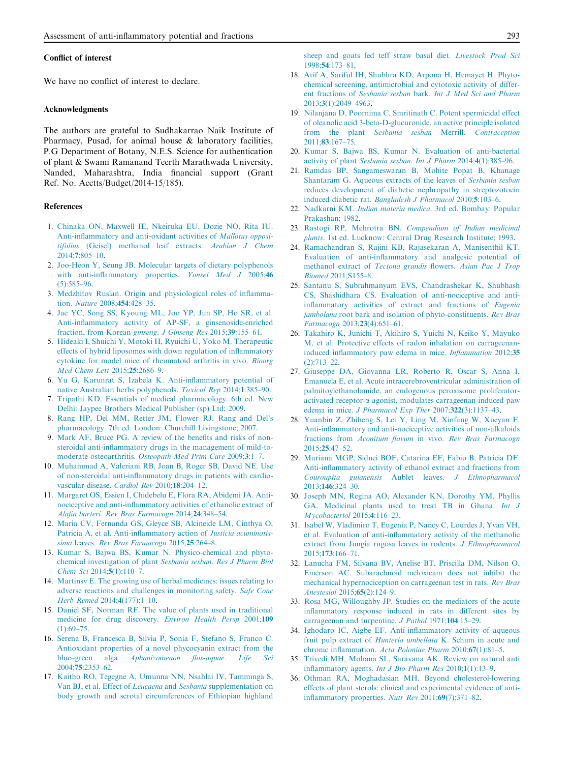## Conflict of interest

We have no conflict of interest to declare.

## Acknowledgments

The authors are grateful to Sudhakarrao Naik Institute of Pharmacy, Pusad, for animal house & laboratory facilities, P.G Department of Botany, N.E.S. Science for authentication of plant & Swami Ramanand Teerth Marathwada University, Nanded, Maharashtra, India financial support (Grant Ref. No. Accts/Budget/2014-15/185).

## References

1. Chinaka ON, Maxwell IE, Nkeiruka EU, Dozie NO, Rita IU. Anti-inflammatory and anti-oxidant activities of *Mallotus oppositifolius* (Geisel) methanol leaf extracts. *Arabian J Chem* 2014;**7**:805–10.
2. Joo-Heon Y, Seung JB. Molecular targets of dietary polyphenols with anti-inflammatory properties. *Yonsei Med J* 2005;**46**(5):585–96.
3. Medzhitov Ruslan. Origin and physiological roles of inflammation. *Nature* 2008;**454**:428–35.
4. Jae YC, Song SS, Kyoung ML, Joo YP, Jun SP, Ho SR, et al. Anti-inflammatory activity of AP-SF, a ginsenoside-enriched fraction, from Korean *ginseng*. *J Ginseng Res* 2015;**39**:155–61.
5. Hideaki I, Shuichi Y, Motoki H, Ryuichi U, Yoko M. Therapeutic effects of hybrid liposomes with down regulation of inflammatory cytokine for model mice of rheumatoid arthritis in vivo. *Bioorg Med Chem Lett* 2015;**25**:2686–9.
6. Yu G, Karunrat S, Izabela K. Anti-inflammatory potential of native Australian herbs polyphenols. *Toxicol Rep* 2014;**1**:385–90.
7. Tripathi KD. Essentials of medical pharmacology. 6th ed. New Delhi: Jaypee Brothers Medical Publisher (sp) Ltd; 2009.
8. Rang HP, Del MM, Retter JM, Flower RJ. Rang and Del's pharmacology. 7th ed. London: Churchill Livingstone; 2007.
9. Mark AF, Bruce PG. A review of the benefits and risks of non-steroidal anti-inflammatory drugs in the management of mild-to-moderate osteoarthritis. *Osteopath Med Prim Care* 2009;**3**:1–7.
10. Muhammad A, Valeriani RB, Joan B, Roger SB, David NE. Use of non-steroidal anti-inflammatory drugs in patients with cardiovascular disease. *Cardiol Rev* 2010;**18**:204–12.
11. Margaret OS, Essien I, Chidebelu E, Flora RA, Abidemi JA. Anti-nociceptive and anti-inflammatory activities of ethanolic extract of *Alafia barteri*. *Rev Bras Farmacogn* 2014;**24**:348–54.
12. Maria CV, Fernanda GS, Gleyce SB, Alcineide LM, Cinthya O, Patricia A, et al. Anti-inflammatory action of *Justicia acuminatissima* leaves. *Rev Bras Farmacogn* 2015;**25**:264–8.
13. Kumar S, Bajwa BS, Kumar N. Physico-chemical and phytochemical investigation of plant *Sesbania sesban*. *Res J Pharm Biol Chem Sci* 2014;**5**(1):110–7.
14. Martinsv E. The growing use of herbal medicines: issues relating to adverse reactions and challenges in monitoring safety. *Safe Conc Herb Remed* 2014;**4**(177):1–10.
15. Daniel SF, Norman RF. The value of plants used in traditional medicine for drug discovery. *Environ Health Persp* 2001;**109**(1):69–75.
16. Serena B, Francesca B, Silvia P, Sonia F, Stefano S, Franco C. Antioxidant properties of a novel phycocyanin extract from the blue–green alga *Aphanizomenon flos-aquae*. *Life Sci* 2004;**75**:2353–62.
17. Kaitho RO, Tegegne A, Umunna NN, Nsahlai IV, Tamminga S, Van BJ, et al. Effect of *Leucaena* and *Sesbania* supplementation on body growth and scrotal circumferences of Ethiopian highland sheep and goats fed teff straw basal diet. *Livestock Prod Sci* 1998;**54**:173–81.
18. Arif A, Sariful IH, Shubhra KD, Arpona H, Hemayet H. Phytochemical screening, antimicrobial and cytotoxic activity of different fractions of *Sesbania sesban* bark. *Int J Med Sci and Pharm* 2013;**3**(1):2049–4963.
19. Nilanjana D, Poornima C, Smritinath C. Potent spermicidal effect of oleanolic acid 3-beta-D-glucuronide, an active principle isolated from the plant *Sesbania sesban* Merrill. *Contraception* 2011;**83**:167–75.
20. Kumar S, Bajwa BS, Kumar N. Evaluation of anti-bacterial activity of plant *Sesbania sesban*. *Int J Pharm* 2014;**4**(1):385–96.
21. Ramdas BP, Sangameswaran B, Mohite Popat B, Khanage Shantaram G. Aqueous extracts of the leaves of *Sesbania sesban* reduces development of diabetic nephropathy in streptozotocin induced diabetic rat. *Bangladesh J Pharmacol* 2010;**5**:103–6.
22. Nadkarni KM. *Indian materia medica*. 3rd ed. Bombay: Popular Prakashan; 1982.
23. Rastogi RP, Mehrotra BN. *Compendium of Indian medicinal plants*. 1st ed. Lucknow: Central Drug Research Institute; 1993.
24. Ramachandran S, Rajini KB, Rajasekaran A, Manisenthil KT. Evaluation of anti-inflammatory and analgesic potential of methanol extract of *Tectona grandis* flowers. *Asian Pac J Trop Biomed* 2011;S155–8.
25. Santanu S, Subrahmanyam EVS, Chandrashekar K, Shubhash CS, Shashidhara CS. Evaluation of anti-nociceptive and anti-inflammatory activities of extract and fractions of *Eugenia jambolana* root bark and isolation of phyto-constituents. *Rev Bras Farmacogn* 2013;**23**(4):651–61.
26. Takahiro K, Junichi T, Akihiro S, Yuichi N, Keiko Y, Mayuko M, et al. Protective effects of radon inhalation on carrageenan-induced inflammatory paw edema in mice. *Inflammation* 2012;**35**(2):713–22.
27. Giuseppe DA, Giovanna LR, Roberto R, Oscar S, Anna I, Emanuela E, et al. Acute intracerebroventricular administration of palmitoylethanolamide, an endogenous peroxisome proliferator-activated receptor-α agonist, modulates carrageenan-induced paw edema in mice. *J Pharmacol Exp Ther* 2007;**322**(3):1137–43.
28. Yuanbin Z, Zhiheng S, Lei Y, Ling M, Xinfang W, Xueyan F. Anti-inflammatory and anti-nociceptive activities of non-alkaloids fractions from *Aconitum flavum* in vivo. *Rev Bras Farmacogn* 2015;**25**:47–52.
29. Mariana MGP, Sidnei BOF, Catarina EF, Fabio B, Patricia DF. Anti-inflammatory activity of ethanol extract and fractions from *Couroupita guianensis* Aublet leaves. *J Ethnopharmacol* 2013;**146**:324–30.
30. Joseph MN, Regina AO, Alexander KN, Dorothy YM, Phyllis GA. Medicinal plants used to treat TB in Ghana. *Int J Mycobacteriol* 2015;**4**:116–23.
31. Isabel W, Vladimiro T, Eugenia P, Nancy C, Lourdes J, Yvan VH, et al. Evaluation of anti-inflammatory activity of the methanolic extract from Jungia rugosa leaves in rodents. *J Ethnopharmacol* 2015;**173**:166–71.
32. Lanucha FM, Silvana BV, Anelise BT, Priscilla DM, Nilson O, Emerson AC. Subarachnoid meloxicam does not inhibit the mechanical hypernociception on carrageenan test in rats. *Rev Bras Anestesiol* 2015;**65**(2):124–9.
33. Rosa MG, Willoughby JP. Studies on the mediators of the acute inflammatory response induced in rats in different sites by carrageenan and turpentine. *J Pathol* 1971;**104**:15–29.
34. Ighodaro IC, Aigbe EF. Anti-inflammatory activity of aqueous fruit pulp extract of *Hunteria umbellata* K. Schum in acute and chronic inflammation. *Acta Poloniae Pharm* 2010;**67**(1):81–5.
35. Trivedi MH, Mohana SL, Saravana AK. Review on natural anti inflammatory agents. *Int J Bio Pharm Res* 2010;**1**(1):13–9.
36. Othman RA, Moghadasian MH. Beyond cholesterol-lowering effects of plant sterols: clinical and experimental evidence of anti-inflammatory properties. *Nutr Rev* 2011;**69**(7):371–82.